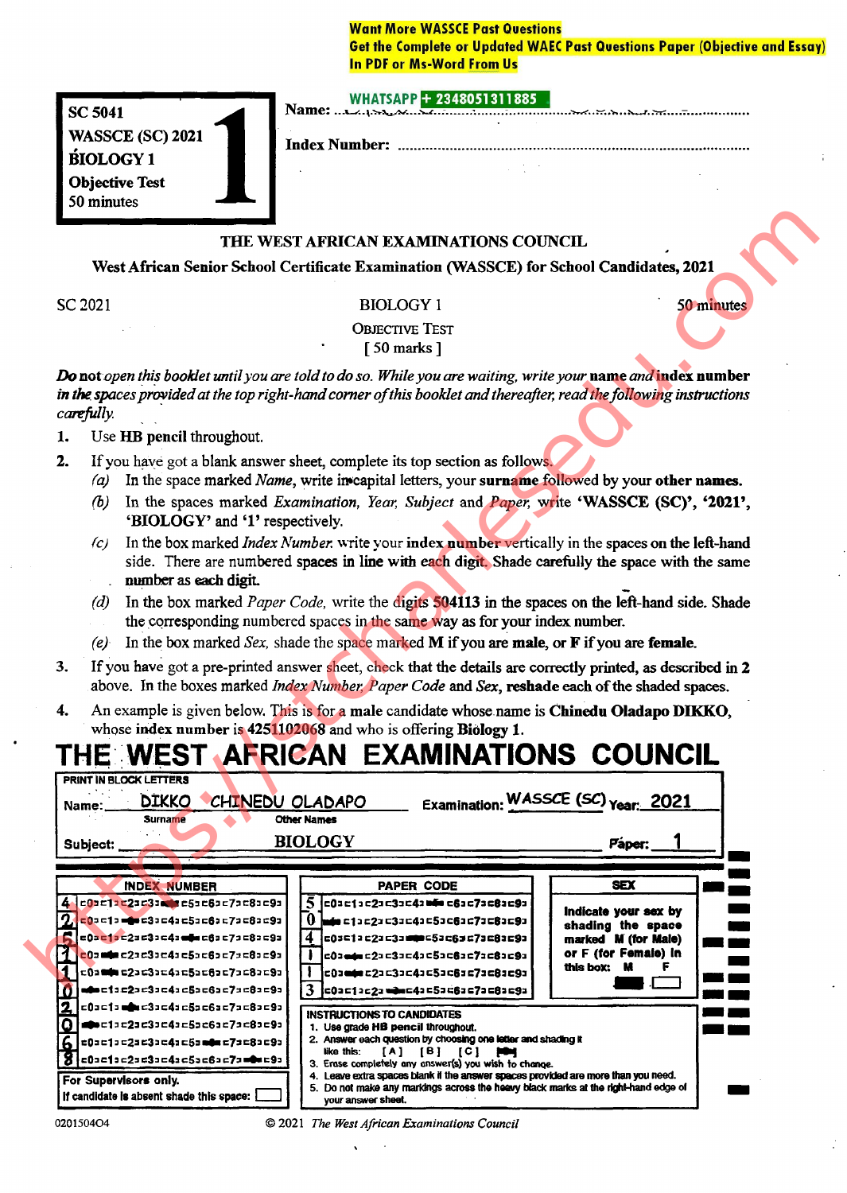Want More WASSCE Past Questions
Get the Complete or Updated WAEC Past Questions Paper (Objective and Essay)
In PDF or Ms-Word From Us

WHATSAPP + 2348051311885

SC 5041
WASSCE (SC) 2021
BIOLOGY 1
Objective Test
50 minutes

**1**

Name: ..................................................

Index Number: ..................................................

## THE WEST AFRICAN EXAMINATIONS COUNCIL

**West African Senior School Certificate Examination (WASSCE) for School Candidates, 2021**

SC 2021 | BIOLOGY 1 | 50 minutes

OBJECTIVE TEST
[ 50 marks ]

***Do not** open this booklet until you are told to do so. While you are waiting, write your **name** and **index number** in the spaces provided at the top right-hand corner of this booklet and thereafter, read the following instructions carefully.*

1. Use **HB pencil** throughout.
2. If you have got a blank answer sheet, complete its top section as follows.
   - (a) In the space marked *Name*, write in capital letters, your **surname** followed by your **other names**.
   - (b) In the spaces marked *Examination, Year, Subject* and *Paper*, write 'WASSCE (SC)', '2021', 'BIOLOGY' and '1' respectively.
   - (c) In the box marked *Index Number*, write your **index number** vertically in the spaces on the left-hand side. There are numbered spaces in line with each digit. Shade carefully the space with the same number as each digit.
   - (d) In the box marked *Paper Code*, write the digits **504113** in the spaces on the left-hand side. Shade the corresponding numbered spaces in the same way as for your index number.
   - (e) In the box marked *Sex*, shade the space marked **M** if you are **male**, or **F** if you are **female**.
3. If you have got a pre-printed answer sheet, check that the details are correctly printed, as described in 2 above. In the boxes marked *Index Number, Paper Code* and *Sex*, **reshade** each of the shaded spaces.
4. An example is given below. This is for a male candidate whose name is **Chinedu Oladapo DIKKO**, whose **index number** is **4251102068** and who is offering **Biology 1**.

**THE WEST AFRICAN EXAMINATIONS COUNCIL**

PRINT IN BLOCK LETTERS

Name: DIKKO (Surname) CHINEDU OLADAPO (Other Names)    Examination: WASSCE (SC)    Year: 2021

Subject: BIOLOGY    Paper: 1

| INDEX NUMBER | PAPER CODE | SEX |
|---|---|---|
| 4 2 5 1 1 0 2 0 6 8 | 5 0 4 1 1 3 | Indicate your sex by shading the space marked M (for Male) or F (for Female) in this box: M F |

For Supervisors only.
If candidate is absent shade this space: [ ]

INSTRUCTIONS TO CANDIDATES
1. Use grade HB pencil throughout.
2. Answer each question by choosing one letter and shading it like this: [A] [B] [C] [■]
3. Erase completely any answer(s) you wish to change.
4. Leave extra spaces blank if the answer spaces provided are more than you need.
5. Do not make any markings across the heavy black marks at the right-hand edge of your answer sheet.

0201504O4

© 2021 *The West African Examinations Council*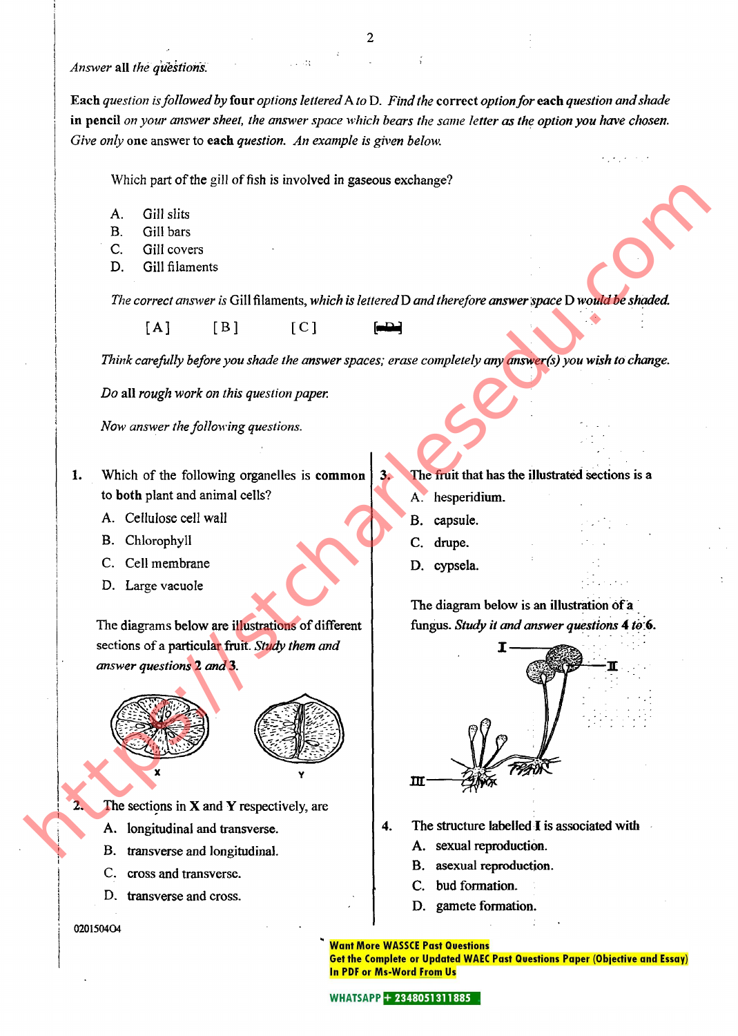*Answer* **all** *the questions.*

**Each** *question is followed by* **four** *options lettered* A *to* D. *Find the* **correct** *option for* **each** *question and shade* **in pencil** *on your answer sheet, the answer space which bears the same letter as the option you have chosen. Give only* **one** answer to **each** *question. An example is given below.*

Which part of the gill of fish is involved in gaseous exchange?

A. Gill slits
B. Gill bars
C. Gill covers
D. Gill filaments

*The correct answer is* Gill filaments, *which is lettered* D *and therefore answer space* D *would be shaded.*

[A] [B] [C] [▬D▬]

*Think carefully before you shade the answer spaces; erase completely any answer(s) you wish to change.*

*Do* **all** *rough work on this question paper.*

*Now answer the following questions.*

**1.** Which of the following organelles is **common** to **both** plant and animal cells?

A. Cellulose cell wall
B. Chlorophyll
C. Cell membrane
D. Large vacuole

The diagrams below are illustrations of different sections of a particular fruit. *Study them and answer questions* **2** *and* **3**.

X Y

**2.** The sections in **X** and **Y** respectively, are

A. longitudinal and transverse.
B. transverse and longitudinal.
C. cross and transverse.
D. transverse and cross.

**3.** The fruit that has the illustrated sections is a

A. hesperidium.
B. capsule.
C. drupe.
D. cypsela.

The diagram below is an illustration of a fungus. *Study it and answer questions* **4** *to* **6**.

I II III

**4.** The structure labelled **I** is associated with

A. sexual reproduction.
B. asexual reproduction.
C. bud formation.
D. gamete formation.

020150404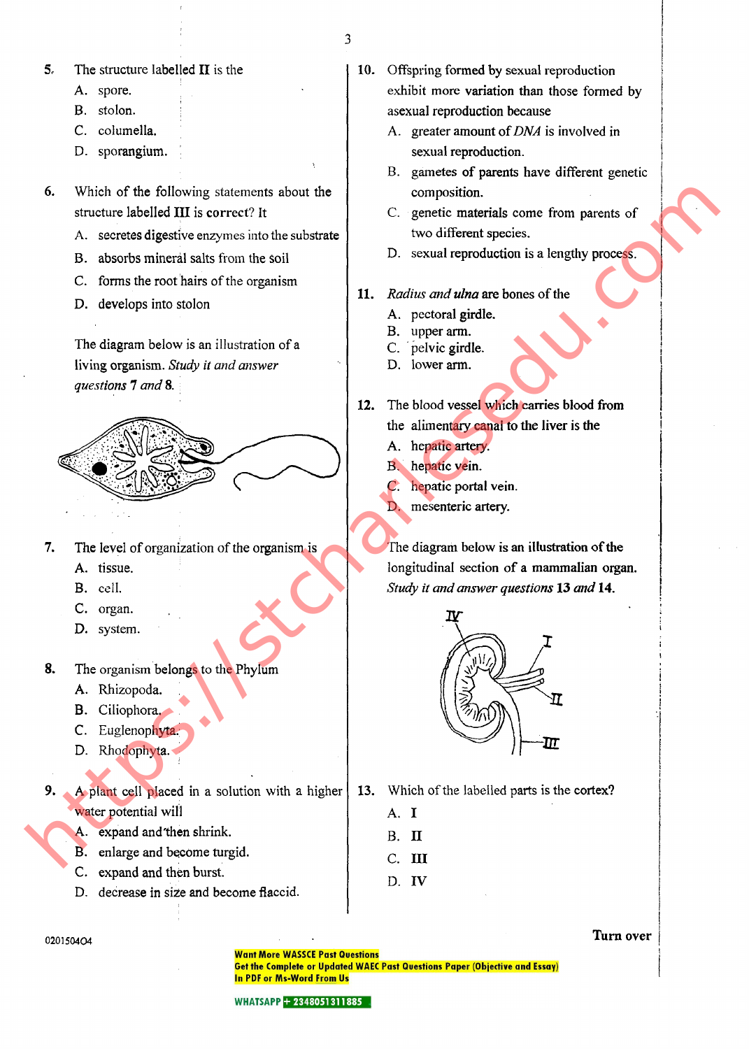5. The structure labelled **II** is the
   - A. spore.
   - B. stolon.
   - C. columella.
   - D. sporangium.

6. Which of the following statements about the structure labelled **III** is correct? It
   - A. secretes digestive enzymes into the substrate
   - B. absorbs mineral salts from the soil
   - C. forms the root hairs of the organism
   - D. develops into stolon

The diagram below is an illustration of a living organism. *Study it and answer questions 7 and 8.*

7. The level of organization of the organism is
   - A. tissue.
   - B. cell.
   - C. organ.
   - D. system.

8. The organism belongs to the Phylum
   - A. Rhizopoda.
   - B. Ciliophora.
   - C. Euglenophyta.
   - D. Rhodophyta.

9. A plant cell placed in a solution with a higher water potential will
   - A. expand and then shrink.
   - B. enlarge and become turgid.
   - C. expand and then burst.
   - D. decrease in size and become flaccid.

10. Offspring formed by sexual reproduction exhibit more variation than those formed by asexual reproduction because
    - A. greater amount of *DNA* is involved in sexual reproduction.
    - B. gametes of parents have different genetic composition.
    - C. genetic materials come from parents of two different species.
    - D. sexual reproduction is a lengthy process.

11. *Radius and ulna* are bones of the
    - A. pectoral girdle.
    - B. upper arm.
    - C. pelvic girdle.
    - D. lower arm.

12. The blood vessel which carries blood from the alimentary canal to the liver is the
    - A. hepatic artery.
    - B. hepatic vein.
    - C. hepatic portal vein.
    - D. mesenteric artery.

The diagram below is an illustration of the longitudinal section of a mammalian organ. *Study it and answer questions* **13** *and* **14**.

13. Which of the labelled parts is the cortex?
    - A. **I**
    - B. **II**
    - C. **III**
    - D. **IV**

Turn over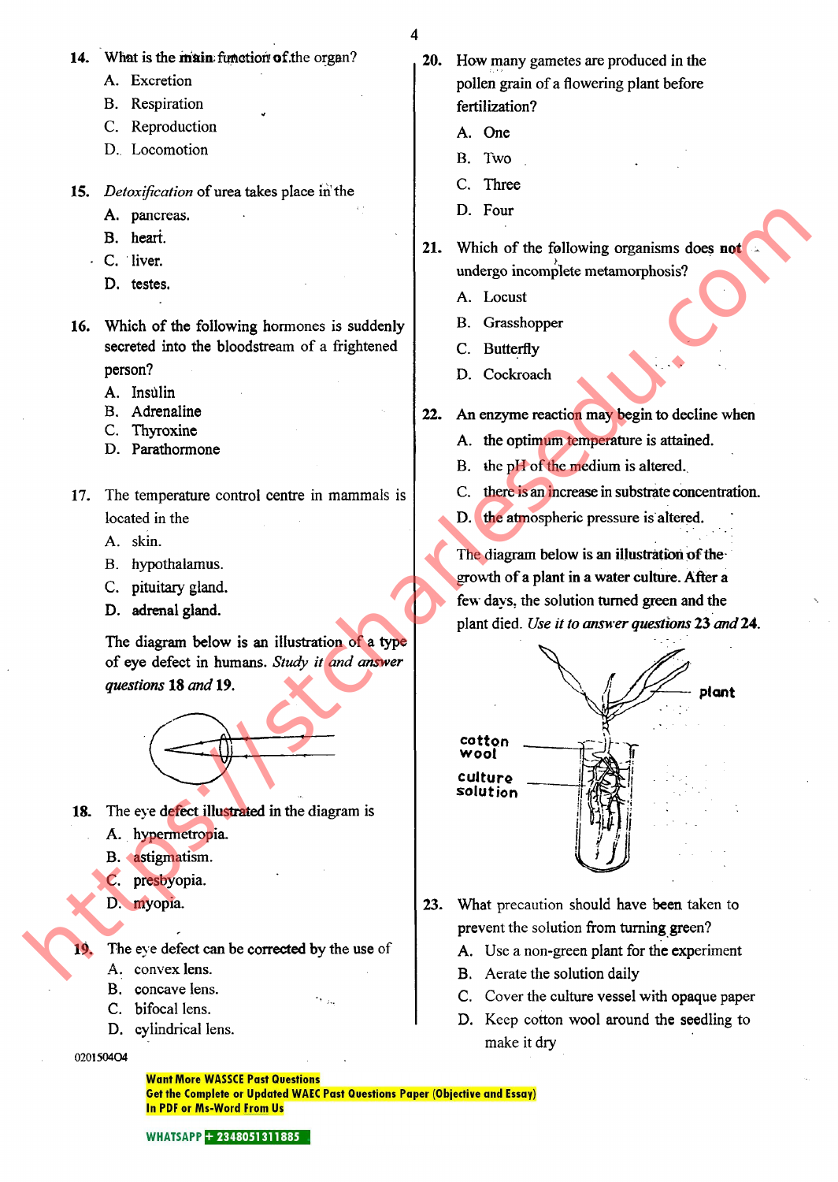14. What is the main function of the organ?
   A. Excretion
   B. Respiration
   C. Reproduction
   D. Locomotion

15. *Detoxification* of urea takes place in the
   A. pancreas.
   B. heart.
   C. liver.
   D. testes.

16. Which of the following hormones is suddenly secreted into the bloodstream of a frightened person?
   A. Insulin
   B. Adrenaline
   C. Thyroxine
   D. Parathormone

17. The temperature control centre in mammals is located in the
   A. skin.
   B. hypothalamus.
   C. pituitary gland.
   D. adrenal gland.

The diagram below is an illustration of a type of eye defect in humans. *Study it and answer questions* **18** *and* **19**.

18. The eye defect illustrated in the diagram is
   A. hypermetropia.
   B. astigmatism.
   C. presbyopia.
   D. myopia.

19. The eye defect can be corrected by the use of
   A. convex lens.
   B. concave lens.
   C. bifocal lens.
   D. cylindrical lens.

20. How many gametes are produced in the pollen grain of a flowering plant before fertilization?
   A. One
   B. Two
   C. Three
   D. Four

21. Which of the following organisms does **not** undergo incomplete metamorphosis?
   A. Locust
   B. Grasshopper
   C. Butterfly
   D. Cockroach

22. An enzyme reaction may begin to decline when
   A. the optimum temperature is attained.
   B. the pH of the medium is altered.
   C. there is an increase in substrate concentration.
   D. the atmospheric pressure is altered.

The diagram below is an illustration of the growth of a plant in a water culture. After a few days, the solution turned green and the plant died. *Use it to answer questions* **23** *and* **24**.

plant

cotton wool

culture solution

23. What precaution should have been taken to prevent the solution from turning green?
   A. Use a non-green plant for the experiment
   B. Aerate the solution daily
   C. Cover the culture vessel with opaque paper
   D. Keep cotton wool around the seedling to make it dry

020150404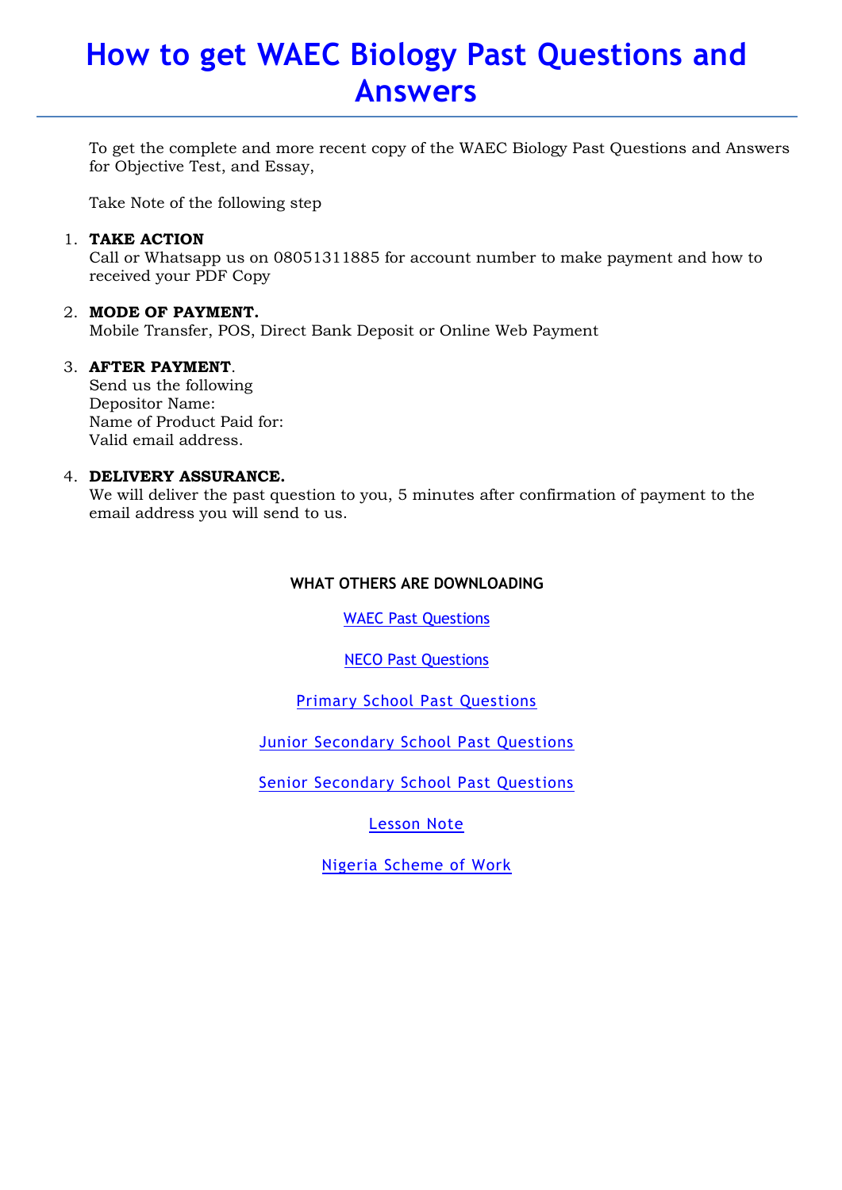# How to get WAEC Biology Past Questions and Answers

To get the complete and more recent copy of the WAEC Biology Past Questions and Answers for Objective Test, and Essay,

Take Note of the following step

1. **TAKE ACTION**
   Call or Whatsapp us on 08051311885 for account number to make payment and how to received your PDF Copy

2. **MODE OF PAYMENT.**
   Mobile Transfer, POS, Direct Bank Deposit or Online Web Payment

3. **AFTER PAYMENT**.
   Send us the following
   Depositor Name:
   Name of Product Paid for:
   Valid email address.

4. **DELIVERY ASSURANCE.**
   We will deliver the past question to you, 5 minutes after confirmation of payment to the email address you will send to us.

**WHAT OTHERS ARE DOWNLOADING**

WAEC Past Questions

NECO Past Questions

Primary School Past Questions

Junior Secondary School Past Questions

Senior Secondary School Past Questions

Lesson Note

Nigeria Scheme of Work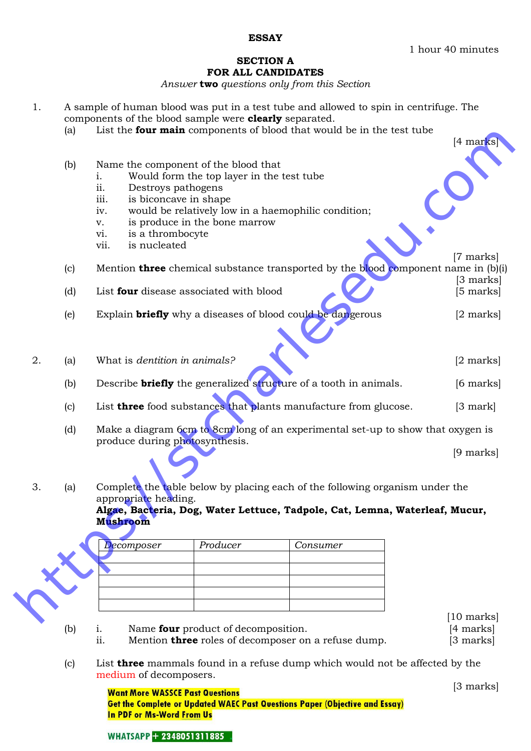**ESSAY**

1 hour 40 minutes

## SECTION A
## FOR ALL CANDIDATES

*Answer* **two** *questions only from this Section*

1. A sample of human blood was put in a test tube and allowed to spin in centrifuge. The components of the blood sample were **clearly** separated.

   (a) List the **four main** components of blood that would be in the test tube [4 marks]

   (b) Name the component of the blood that
      i. Would form the top layer in the test tube
      ii. Destroys pathogens
      iii. is biconcave in shape
      iv. would be relatively low in a haemophilic condition;
      v. is produce in the bone marrow
      vi. is a thrombocyte
      vii. is nucleated

      [7 marks]

   (c) Mention **three** chemical substance transported by the blood component name in (b)(i) [3 marks]

   (d) List **four** disease associated with blood [5 marks]

   (e) Explain **briefly** why a diseases of blood could be dangerous [2 marks]

2. (a) What is *dentition in animals?* [2 marks]

   (b) Describe **briefly** the generalized structure of a tooth in animals. [6 marks]

   (c) List **three** food substances that plants manufacture from glucose. [3 mark]

   (d) Make a diagram 6cm to 8cm long of an experimental set-up to show that oxygen is produce during photosynthesis. [9 marks]

3. (a) Complete the table below by placing each of the following organism under the appropriate heading.
   **Algae, Bacteria, Dog, Water Lettuce, Tadpole, Cat, Lemna, Waterleaf, Mucur, Mushroom**

| *Decomposer* | *Producer* | *Consumer* |
|---|---|---|
| | | |
| | | |
| | | |
| | | |
| | | |

   [10 marks]

   (b) i. Name **four** product of decomposition. [4 marks]
      ii. Mention **three** roles of decomposer on a refuse dump. [3 marks]

   (c) List **three** mammals found in a refuse dump which would not be affected by the medium of decomposers. [3 marks]